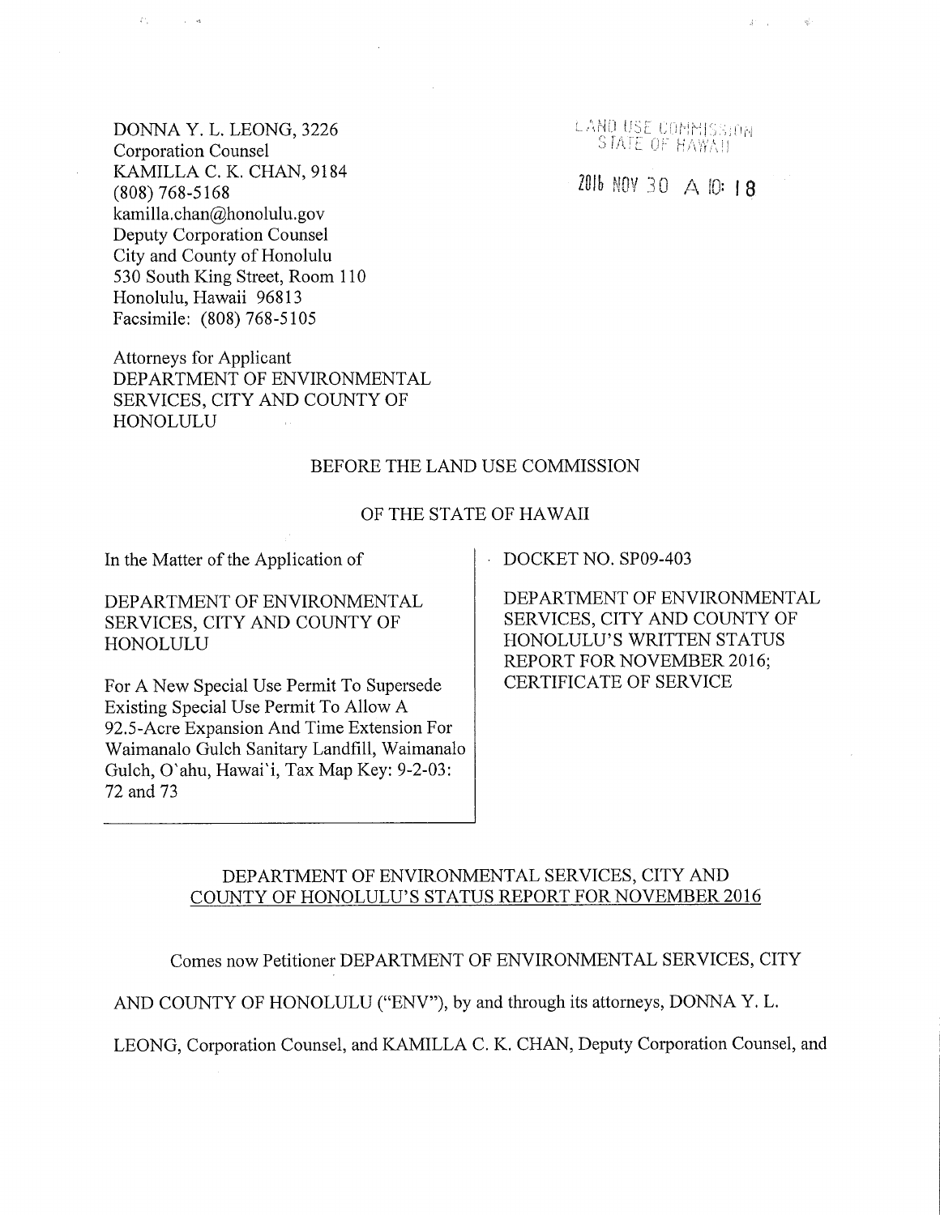DONNA Y. L. LEONG, 3226
Corporation Counsel
KAMILLA C. K. CHAN, 9184
(808) 768-5168
kamilla.chan@honolulu.gov
Deputy Corporation Counsel
City and County of Honolulu
530 South King Street, Room 110
Honolulu, Hawaii 96813
Facsimile: (808) 768-5105

LAND USE COMMISSION
STATE OF HAWAII

2016 NOV 30 A 10: 18

Attorneys for Applicant
DEPARTMENT OF ENVIRONMENTAL SERVICES, CITY AND COUNTY OF HONOLULU

BEFORE THE LAND USE COMMISSION

OF THE STATE OF HAWAII

| | |
|---|---|
| In the Matter of the Application of<br><br>DEPARTMENT OF ENVIRONMENTAL SERVICES, CITY AND COUNTY OF HONOLULU<br><br>For A New Special Use Permit To Supersede Existing Special Use Permit To Allow A 92.5-Acre Expansion And Time Extension For Waimanalo Gulch Sanitary Landfill, Waimanalo Gulch, O`ahu, Hawai`i, Tax Map Key: 9-2-03: 72 and 73 | DOCKET NO. SP09-403<br><br>DEPARTMENT OF ENVIRONMENTAL SERVICES, CITY AND COUNTY OF HONOLULU'S WRITTEN STATUS REPORT FOR NOVEMBER 2016; CERTIFICATE OF SERVICE |

DEPARTMENT OF ENVIRONMENTAL SERVICES, CITY AND COUNTY OF HONOLULU'S STATUS REPORT FOR NOVEMBER 2016

Comes now Petitioner DEPARTMENT OF ENVIRONMENTAL SERVICES, CITY AND COUNTY OF HONOLULU ("ENV"), by and through its attorneys, DONNA Y. L. LEONG, Corporation Counsel, and KAMILLA C. K. CHAN, Deputy Corporation Counsel, and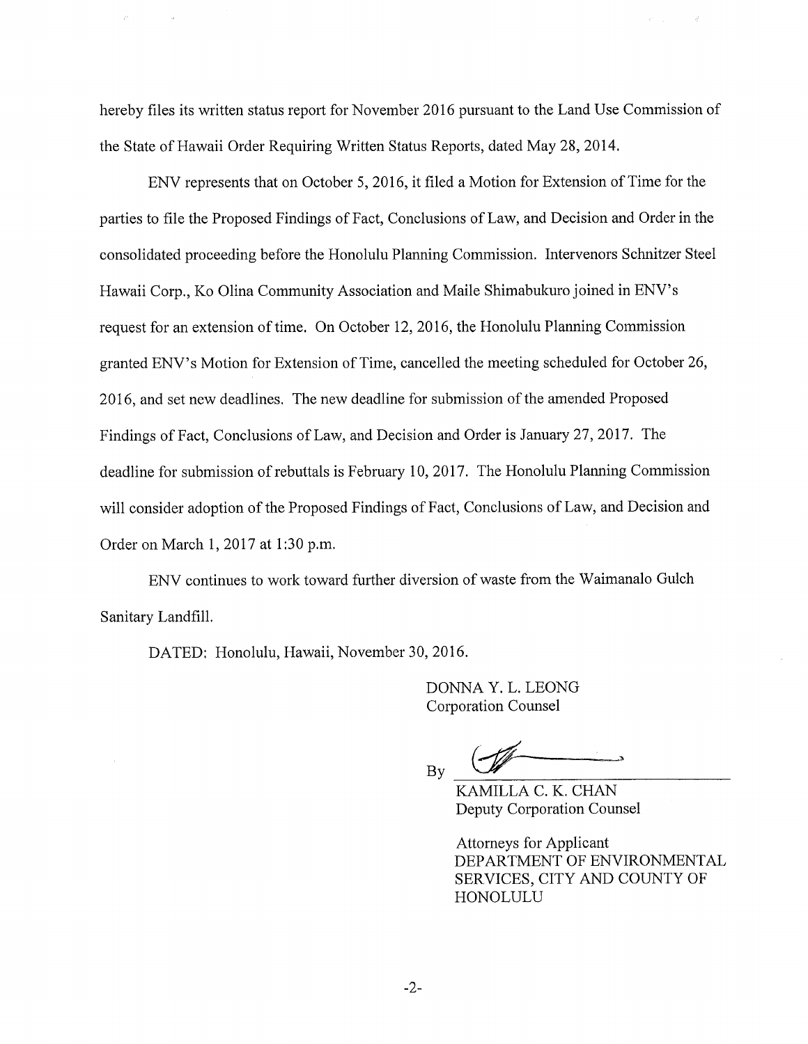hereby files its written status report for November 2016 pursuant to the Land Use Commission of the State of Hawaii Order Requiring Written Status Reports, dated May 28, 2014.

ENV represents that on October 5, 2016, it filed a Motion for Extension of Time for the parties to file the Proposed Findings of Fact, Conclusions of Law, and Decision and Order in the consolidated proceeding before the Honolulu Planning Commission. Intervenors Schnitzer Steel Hawaii Corp., Ko Olina Community Association and Maile Shimabukuro joined in ENV's request for an extension of time. On October 12, 2016, the Honolulu Planning Commission granted ENV's Motion for Extension of Time, cancelled the meeting scheduled for October 26, 2016, and set new deadlines. The new deadline for submission of the amended Proposed Findings of Fact, Conclusions of Law, and Decision and Order is January 27, 2017. The deadline for submission of rebuttals is February 10, 2017. The Honolulu Planning Commission will consider adoption of the Proposed Findings of Fact, Conclusions of Law, and Decision and Order on March 1, 2017 at 1:30 p.m.

ENV continues to work toward further diversion of waste from the Waimanalo Gulch Sanitary Landfill.

DATED: Honolulu, Hawaii, November 30, 2016.

DONNA Y. L. LEONG
Corporation Counsel

By ______________________

KAMILLA C. K. CHAN
Deputy Corporation Counsel

Attorneys for Applicant
DEPARTMENT OF ENVIRONMENTAL SERVICES, CITY AND COUNTY OF HONOLULU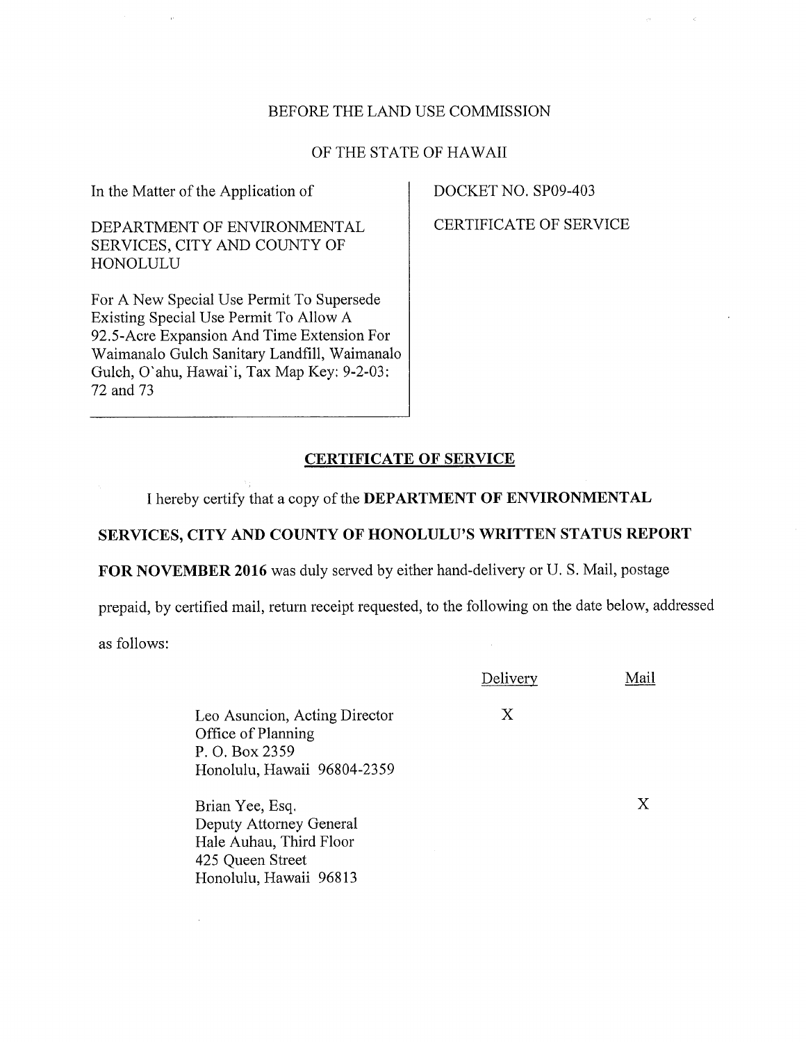BEFORE THE LAND USE COMMISSION

OF THE STATE OF HAWAII

| In the Matter of the Application of<br><br>DEPARTMENT OF ENVIRONMENTAL SERVICES, CITY AND COUNTY OF HONOLULU<br><br>For A New Special Use Permit To Supersede Existing Special Use Permit To Allow A 92.5-Acre Expansion And Time Extension For Waimanalo Gulch Sanitary Landfill, Waimanalo Gulch, O`ahu, Hawai`i, Tax Map Key: 9-2-03: 72 and 73 | DOCKET NO. SP09-403<br><br>CERTIFICATE OF SERVICE |
|---|---|

## CERTIFICATE OF SERVICE

I hereby certify that a copy of the **DEPARTMENT OF ENVIRONMENTAL SERVICES, CITY AND COUNTY OF HONOLULU'S WRITTEN STATUS REPORT FOR NOVEMBER 2016** was duly served by either hand-delivery or U. S. Mail, postage prepaid, by certified mail, return receipt requested, to the following on the date below, addressed as follows:

| | Delivery | Mail |
|---|---|---|
| Leo Asuncion, Acting Director<br>Office of Planning<br>P. O. Box 2359<br>Honolulu, Hawaii 96804-2359 | X | |
| Brian Yee, Esq.<br>Deputy Attorney General<br>Hale Auhau, Third Floor<br>425 Queen Street<br>Honolulu, Hawaii 96813 | | X |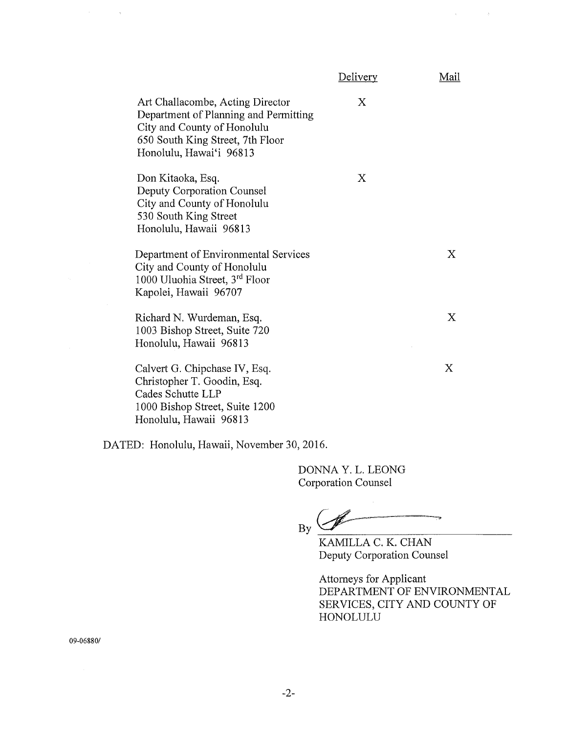| | Delivery | Mail |
|---|---|---|
| Art Challacombe, Acting Director<br>Department of Planning and Permitting<br>City and County of Honolulu<br>650 South King Street, 7th Floor<br>Honolulu, Hawai'i 96813 | X | |
| Don Kitaoka, Esq.<br>Deputy Corporation Counsel<br>City and County of Honolulu<br>530 South King Street<br>Honolulu, Hawaii 96813 | X | |
| Department of Environmental Services<br>City and County of Honolulu<br>1000 Uluohia Street, 3rd Floor<br>Kapolei, Hawaii 96707 | | X |
| Richard N. Wurdeman, Esq.<br>1003 Bishop Street, Suite 720<br>Honolulu, Hawaii 96813 | | X |
| Calvert G. Chipchase IV, Esq.<br>Christopher T. Goodin, Esq.<br>Cades Schutte LLP<br>1000 Bishop Street, Suite 1200<br>Honolulu, Hawaii 96813 | | X |

DATED: Honolulu, Hawaii, November 30, 2016.

DONNA Y. L. LEONG
Corporation Counsel

By ______________________
KAMILLA C. K. CHAN
Deputy Corporation Counsel

Attorneys for Applicant
DEPARTMENT OF ENVIRONMENTAL SERVICES, CITY AND COUNTY OF HONOLULU

09-06880/